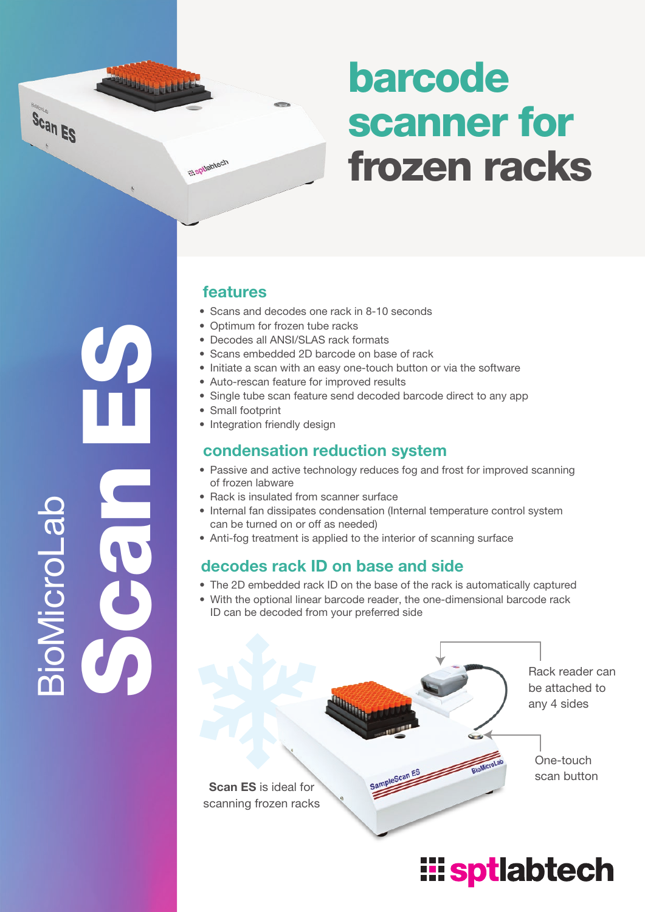# barcode scanner for frozen racks

BioMicroLab **Scan ES**

## features

- Scans and decodes one rack in 8-10 seconds
- Optimum for frozen tube racks
- Decodes all ANSI/SLAS rack formats
- Scans embedded 2D barcode on base of rack
- Initiate a scan with an easy one-touch button or via the software
- Auto-rescan feature for improved results
- Single tube scan feature send decoded barcode direct to any app
- Small footprint
- Integration friendly design

## condensation reduction system

- Passive and active technology reduces fog and frost for improved scanning of frozen labware
- Rack is insulated from scanner surface
- Internal fan dissipates condensation (Internal temperature control system can be turned on or off as needed)
- Anti-fog treatment is applied to the interior of scanning surface

## decodes rack ID on base and side

- The 2D embedded rack ID on the base of the rack is automatically captured
- With the optional linear barcode reader, the one-dimensional barcode rack ID can be decoded from your preferred side

Rack reader can be attached to any 4 sides

One-touch scan button

**Scan ES** is ideal for scanning frozen racks

sptlabtech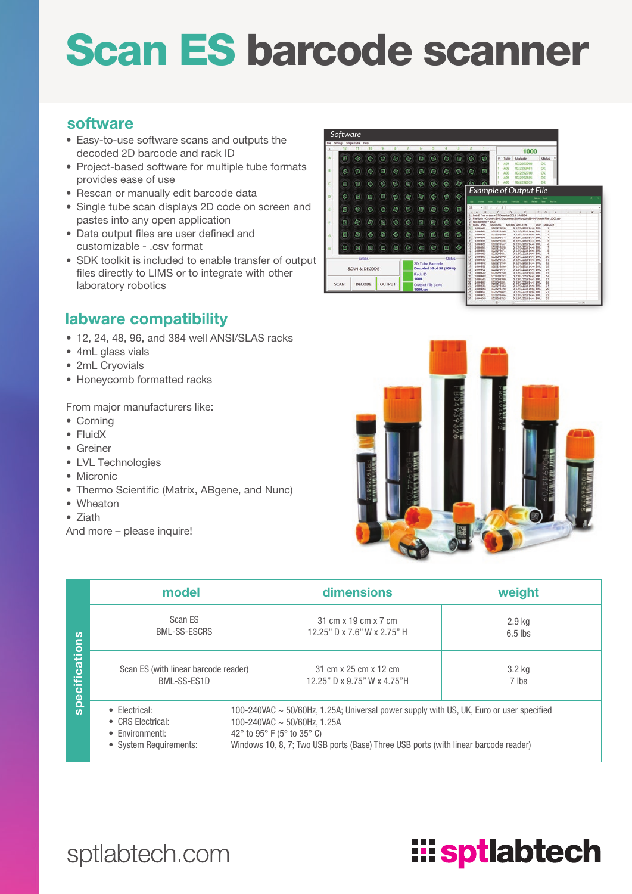# Scan ES barcode scanner

## software

- Easy-to-use software scans and outputs the decoded 2D barcode and rack ID
- Project-based software for multiple tube formats provides ease of use
- Rescan or manually edit barcode data
- Single tube scan displays 2D code on screen and pastes into any open application
- Data output files are user defined and customizable - .csv format
- SDK toolkit is included to enable transfer of output files directly to LIMS or to integrate with other laboratory robotics

## labware compatibility

- 12, 24, 48, 96, and 384 well ANSI/SLAS racks
- 4mL glass vials
- 2mL Cryovials
- Honeycomb formatted racks

From major manufacturers like:

- Corning
- FluidX
- Greiner
- LVL Technologies
- Micronic
- Thermo Scientific (Matrix, ABgene, and Nunc)
- Wheaton
- Ziath

And more – please inquire!

## specifications

| model | dimensions | weight |
|---|---|---|
| Scan ES<br>BML-SS-ESCRS | 31 cm x 19 cm x 7 cm<br>12.25" D x 7.6" W x 2.75" H | 2.9 kg<br>6.5 lbs |
| Scan ES (with linear barcode reader)<br>BML-SS-ES1D | 31 cm x 25 cm x 12 cm<br>12.25" D x 9.75" W x 4.75"H | 3.2 kg<br>7 lbs |

- Electrical: 100-240VAC ~ 50/60Hz, 1.25A; Universal power supply with US, UK, Euro or user specified
- CRS Electrical: 100-240VAC ~ 50/60Hz, 1.25A
- Environmentl: 42° to 95° F (5° to 35° C)
- System Requirements: Windows 10, 8, 7; Two USB ports (Base) Three USB ports (with linear barcode reader)

sptlabtech.com

sptlabtech